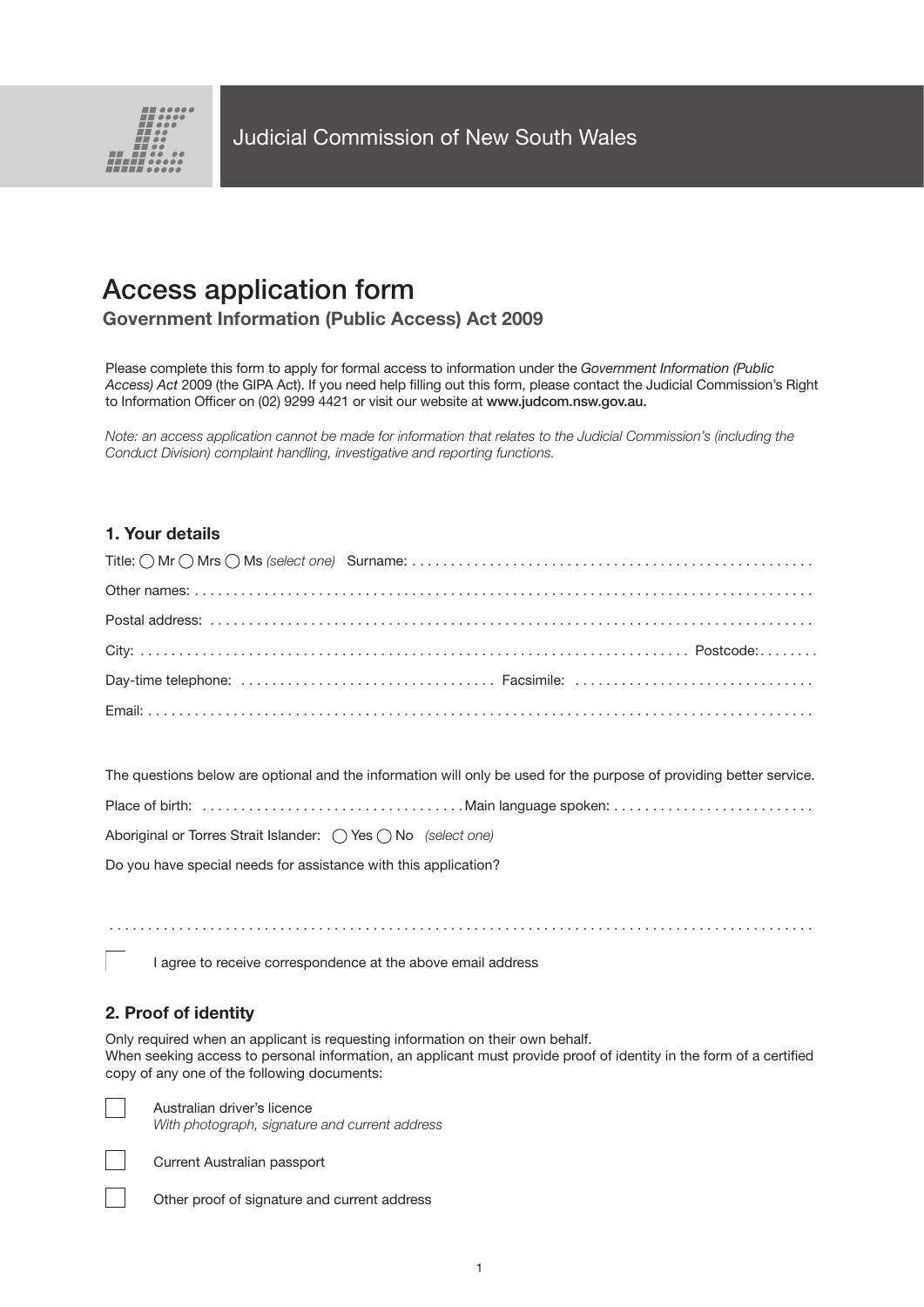Judicial Commission of New South Wales

# Access application form

**Government Information (Public Access) Act 2009**

Please complete this form to apply for formal access to information under the *Government Information (Public Access) Act* 2009 (the GIPA Act). If you need help filling out this form, please contact the Judicial Commission's Right to Information Officer on (02) 9299 4421 or visit our website at **www.judcom.nsw.gov.au.**

*Note: an access application cannot be made for information that relates to the Judicial Commission's (including the Conduct Division) complaint handling, investigative and reporting functions.*

## 1. Your details

Title: ◯ Mr ◯ Mrs ◯ Ms *(select one)* Surname: ....................................................

Other names: ..................................................................................

Postal address: ..................................................................................

City: .......................................................................... Postcode: ........

Day-time telephone: ................................. Facsimile: ...............................

Email: ..................................................................................

The questions below are optional and the information will only be used for the purpose of providing better service.

Place of birth: ................................. Main language spoken: ..........................

Aboriginal or Torres Strait Islander: ◯ Yes ◯ No *(select one)*

Do you have special needs for assistance with this application?

..........................................................................................

☐ I agree to receive correspondence at the above email address

## 2. Proof of identity

Only required when an applicant is requesting information on their own behalf.
When seeking access to personal information, an applicant must provide proof of identity in the form of a certified copy of any one of the following documents:

☐ Australian driver's licence
*With photograph, signature and current address*

☐ Current Australian passport

☐ Other proof of signature and current address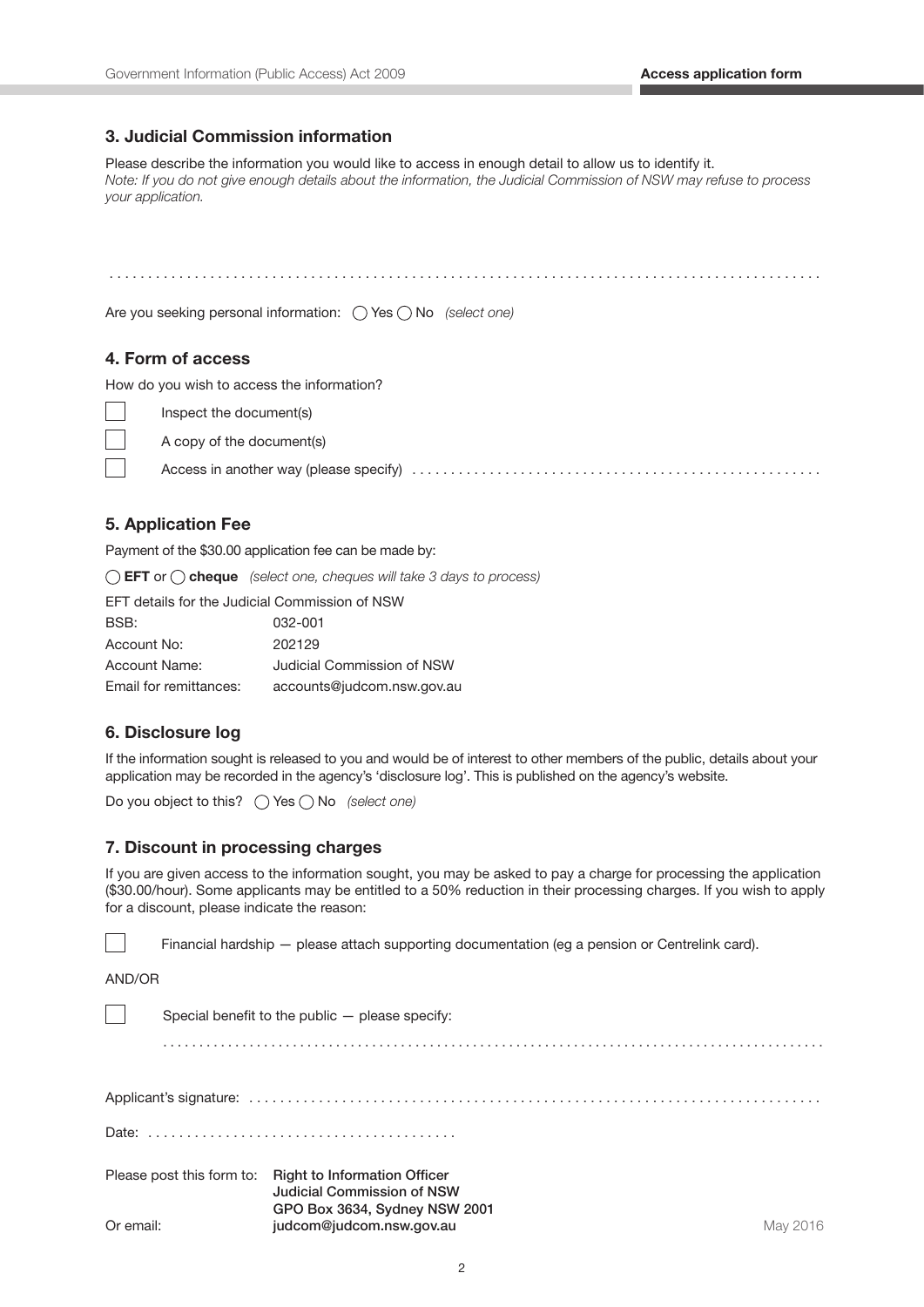## 3. Judicial Commission information

Please describe the information you would like to access in enough detail to allow us to identify it.
*Note: If you do not give enough details about the information, the Judicial Commission of NSW may refuse to process your application.*

. . . . . . . . . . . . . . . . . . . . . . . . . . . . . . . . . . . . . . . . . . . . . . . . . . . . . . . . . . . . . . . . . . . . . . . . . . . . . . . . . .

Are you seeking personal information: ◯ Yes ◯ No *(select one)*

## 4. Form of access

How do you wish to access the information?

☐ Inspect the document(s)

☐ A copy of the document(s)

☐ Access in another way (please specify) . . . . . . . . . . . . . . . . . . . . . . . . . . . . . . . . . . . . . . . . . . . . . . . . . . . .

## 5. Application Fee

Payment of the $30.00 application fee can be made by:

◯ **EFT** or ◯ **cheque** *(select one, cheques will take 3 days to process)*

EFT details for the Judicial Commission of NSW

| | |
|---|---|
| BSB: | 032-001 |
| Account No: | 202129 |
| Account Name: | Judicial Commission of NSW |
| Email for remittances: | accounts@judcom.nsw.gov.au |

## 6. Disclosure log

If the information sought is released to you and would be of interest to other members of the public, details about your application may be recorded in the agency's 'disclosure log'. This is published on the agency's website.

Do you object to this? ◯ Yes ◯ No *(select one)*

## 7. Discount in processing charges

If you are given access to the information sought, you may be asked to pay a charge for processing the application ($30.00/hour). Some applicants may be entitled to a 50% reduction in their processing charges. If you wish to apply for a discount, please indicate the reason:

☐ Financial hardship — please attach supporting documentation (eg a pension or Centrelink card).

AND/OR

☐ Special benefit to the public — please specify:

. . . . . . . . . . . . . . . . . . . . . . . . . . . . . . . . . . . . . . . . . . . . . . . . . . . . . . . . . . . . . . . . . . . . . . . . . . . . . . . . . .

Applicant's signature: . . . . . . . . . . . . . . . . . . . . . . . . . . . . . . . . . . . . . . . . . . . . . . . . . . . . . . . . . . . . . . . . . . . . . . . . . .

Date: . . . . . . . . . . . . . . . . . . . . . . . . . . . . . . . . . . . . . . .

Please post this form to: **Right to Information Officer**
**Judicial Commission of NSW**
**GPO Box 3634, Sydney NSW 2001**

Or email: **judcom@judcom.nsw.gov.au**

May 2016